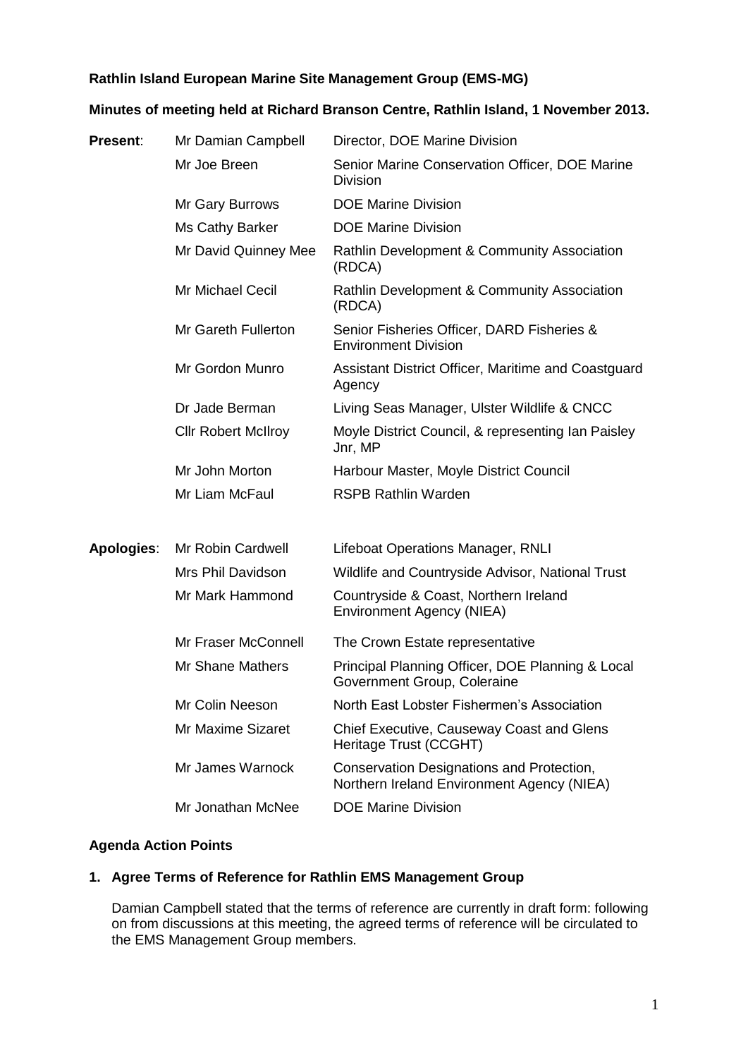**Rathlin Island European Marine Site Management Group (EMS-MG)**

**Minutes of meeting held at Richard Branson Centre, Rathlin Island, 1 November 2013.**

| | | |
|---|---|---|
| **Present**: | Mr Damian Campbell | Director, DOE Marine Division |
| | Mr Joe Breen | Senior Marine Conservation Officer, DOE Marine Division |
| | Mr Gary Burrows | DOE Marine Division |
| | Ms Cathy Barker | DOE Marine Division |
| | Mr David Quinney Mee | Rathlin Development & Community Association (RDCA) |
| | Mr Michael Cecil | Rathlin Development & Community Association (RDCA) |
| | Mr Gareth Fullerton | Senior Fisheries Officer, DARD Fisheries & Environment Division |
| | Mr Gordon Munro | Assistant District Officer, Maritime and Coastguard Agency |
| | Dr Jade Berman | Living Seas Manager, Ulster Wildlife & CNCC |
| | Cllr Robert McIlroy | Moyle District Council, & representing Ian Paisley Jnr, MP |
| | Mr John Morton | Harbour Master, Moyle District Council |
| | Mr Liam McFaul | RSPB Rathlin Warden |
| **Apologies**: | Mr Robin Cardwell | Lifeboat Operations Manager, RNLI |
| | Mrs Phil Davidson | Wildlife and Countryside Advisor, National Trust |
| | Mr Mark Hammond | Countryside & Coast, Northern Ireland Environment Agency (NIEA) |
| | Mr Fraser McConnell | The Crown Estate representative |
| | Mr Shane Mathers | Principal Planning Officer, DOE Planning & Local Government Group, Coleraine |
| | Mr Colin Neeson | North East Lobster Fishermen's Association |
| | Mr Maxime Sizaret | Chief Executive, Causeway Coast and Glens Heritage Trust (CCGHT) |
| | Mr James Warnock | Conservation Designations and Protection, Northern Ireland Environment Agency (NIEA) |
| | Mr Jonathan McNee | DOE Marine Division |

**Agenda Action Points**

**1. Agree Terms of Reference for Rathlin EMS Management Group**

Damian Campbell stated that the terms of reference are currently in draft form: following on from discussions at this meeting, the agreed terms of reference will be circulated to the EMS Management Group members.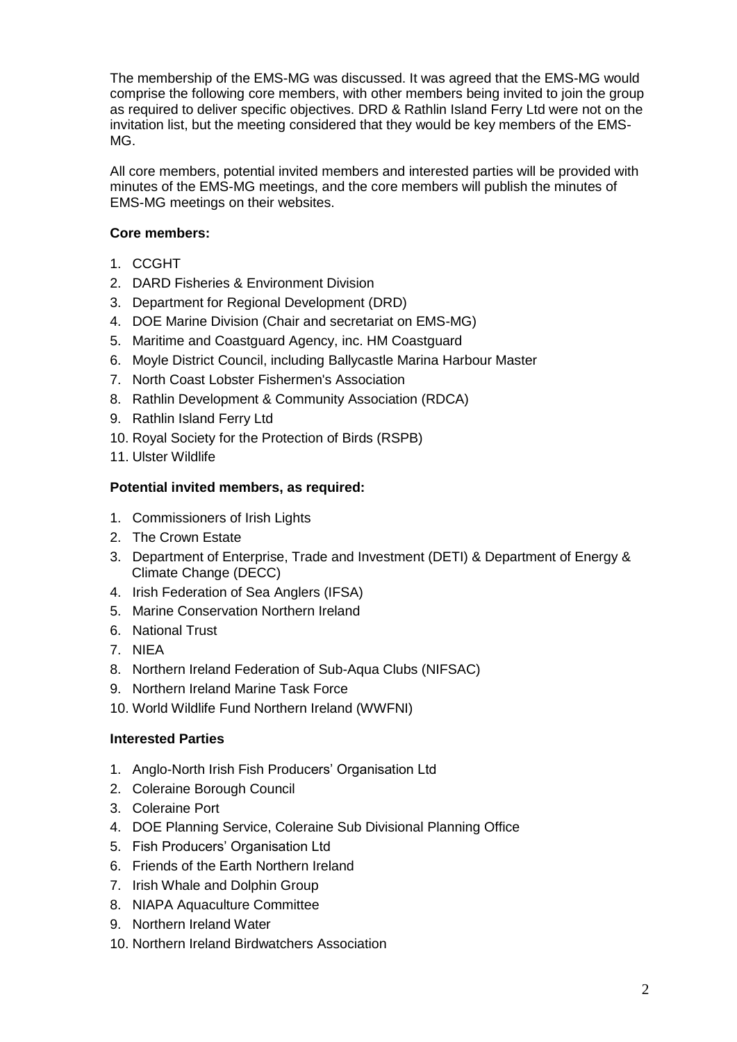The membership of the EMS-MG was discussed. It was agreed that the EMS-MG would comprise the following core members, with other members being invited to join the group as required to deliver specific objectives. DRD & Rathlin Island Ferry Ltd were not on the invitation list, but the meeting considered that they would be key members of the EMS-MG.

All core members, potential invited members and interested parties will be provided with minutes of the EMS-MG meetings, and the core members will publish the minutes of EMS-MG meetings on their websites.

**Core members:**

1. CCGHT
2. DARD Fisheries & Environment Division
3. Department for Regional Development (DRD)
4. DOE Marine Division (Chair and secretariat on EMS-MG)
5. Maritime and Coastguard Agency, inc. HM Coastguard
6. Moyle District Council, including Ballycastle Marina Harbour Master
7. North Coast Lobster Fishermen's Association
8. Rathlin Development & Community Association (RDCA)
9. Rathlin Island Ferry Ltd
10. Royal Society for the Protection of Birds (RSPB)
11. Ulster Wildlife

**Potential invited members, as required:**

1. Commissioners of Irish Lights
2. The Crown Estate
3. Department of Enterprise, Trade and Investment (DETI) & Department of Energy & Climate Change (DECC)
4. Irish Federation of Sea Anglers (IFSA)
5. Marine Conservation Northern Ireland
6. National Trust
7. NIEA
8. Northern Ireland Federation of Sub-Aqua Clubs (NIFSAC)
9. Northern Ireland Marine Task Force
10. World Wildlife Fund Northern Ireland (WWFNI)

**Interested Parties**

1. Anglo-North Irish Fish Producers' Organisation Ltd
2. Coleraine Borough Council
3. Coleraine Port
4. DOE Planning Service, Coleraine Sub Divisional Planning Office
5. Fish Producers' Organisation Ltd
6. Friends of the Earth Northern Ireland
7. Irish Whale and Dolphin Group
8. NIAPA Aquaculture Committee
9. Northern Ireland Water
10. Northern Ireland Birdwatchers Association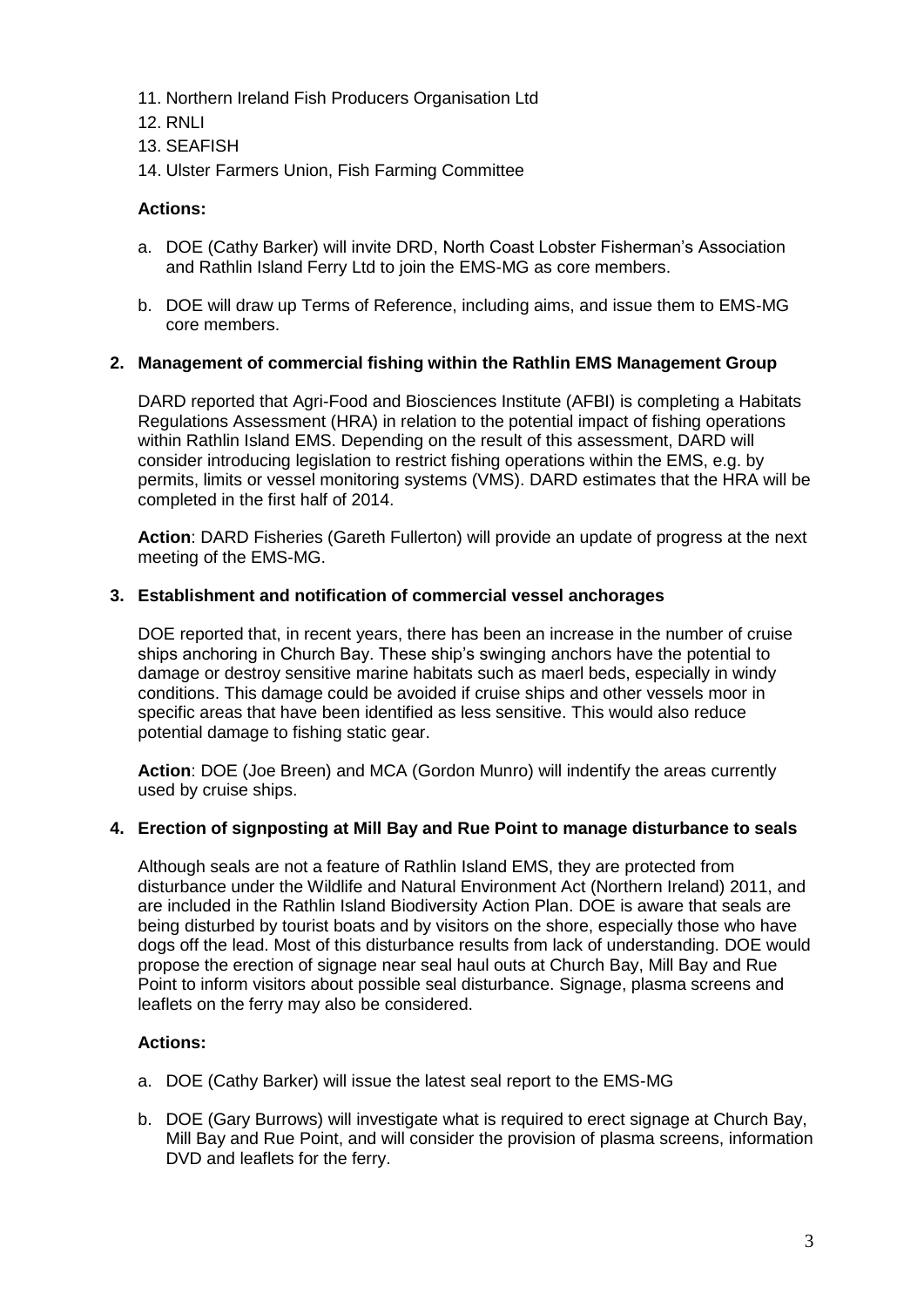11. Northern Ireland Fish Producers Organisation Ltd
12. RNLI
13. SEAFISH
14. Ulster Farmers Union, Fish Farming Committee

**Actions:**

a. DOE (Cathy Barker) will invite DRD, North Coast Lobster Fisherman's Association and Rathlin Island Ferry Ltd to join the EMS-MG as core members.

b. DOE will draw up Terms of Reference, including aims, and issue them to EMS-MG core members.

## 2. Management of commercial fishing within the Rathlin EMS Management Group

DARD reported that Agri-Food and Biosciences Institute (AFBI) is completing a Habitats Regulations Assessment (HRA) in relation to the potential impact of fishing operations within Rathlin Island EMS. Depending on the result of this assessment, DARD will consider introducing legislation to restrict fishing operations within the EMS, e.g. by permits, limits or vessel monitoring systems (VMS). DARD estimates that the HRA will be completed in the first half of 2014.

**Action**: DARD Fisheries (Gareth Fullerton) will provide an update of progress at the next meeting of the EMS-MG.

## 3. Establishment and notification of commercial vessel anchorages

DOE reported that, in recent years, there has been an increase in the number of cruise ships anchoring in Church Bay. These ship's swinging anchors have the potential to damage or destroy sensitive marine habitats such as maerl beds, especially in windy conditions. This damage could be avoided if cruise ships and other vessels moor in specific areas that have been identified as less sensitive. This would also reduce potential damage to fishing static gear.

**Action**: DOE (Joe Breen) and MCA (Gordon Munro) will indentify the areas currently used by cruise ships.

## 4. Erection of signposting at Mill Bay and Rue Point to manage disturbance to seals

Although seals are not a feature of Rathlin Island EMS, they are protected from disturbance under the Wildlife and Natural Environment Act (Northern Ireland) 2011, and are included in the Rathlin Island Biodiversity Action Plan. DOE is aware that seals are being disturbed by tourist boats and by visitors on the shore, especially those who have dogs off the lead. Most of this disturbance results from lack of understanding. DOE would propose the erection of signage near seal haul outs at Church Bay, Mill Bay and Rue Point to inform visitors about possible seal disturbance. Signage, plasma screens and leaflets on the ferry may also be considered.

**Actions:**

a. DOE (Cathy Barker) will issue the latest seal report to the EMS-MG

b. DOE (Gary Burrows) will investigate what is required to erect signage at Church Bay, Mill Bay and Rue Point, and will consider the provision of plasma screens, information DVD and leaflets for the ferry.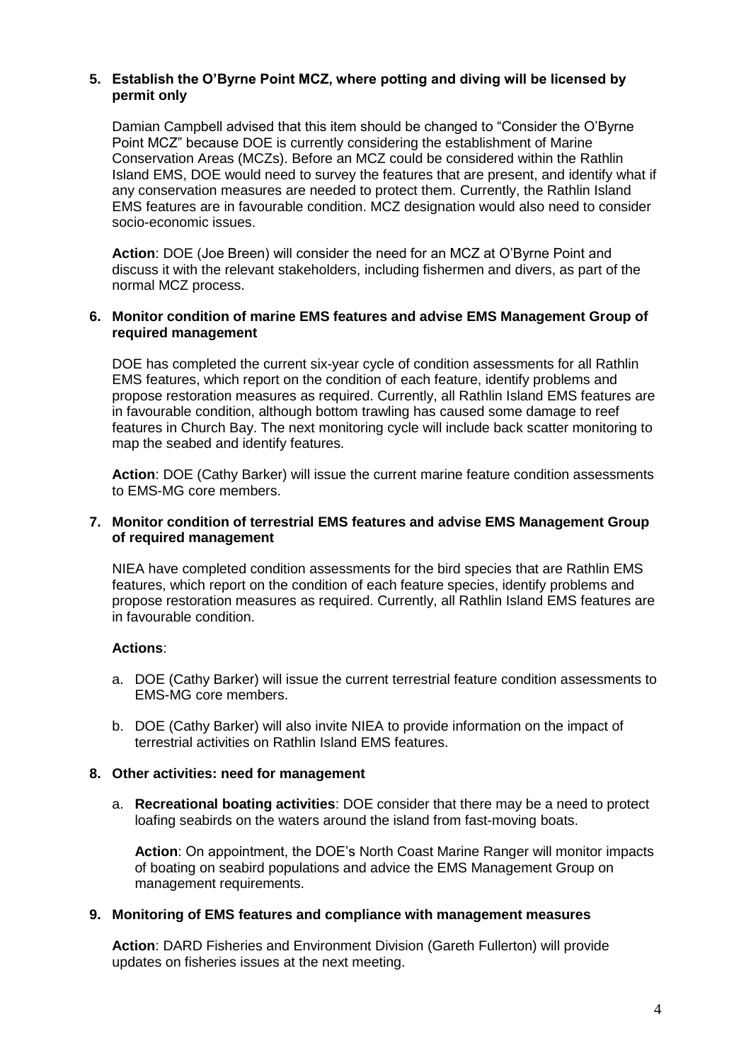**5. Establish the O'Byrne Point MCZ, where potting and diving will be licensed by permit only**

Damian Campbell advised that this item should be changed to "Consider the O'Byrne Point MCZ" because DOE is currently considering the establishment of Marine Conservation Areas (MCZs). Before an MCZ could be considered within the Rathlin Island EMS, DOE would need to survey the features that are present, and identify what if any conservation measures are needed to protect them. Currently, the Rathlin Island EMS features are in favourable condition. MCZ designation would also need to consider socio-economic issues.

**Action**: DOE (Joe Breen) will consider the need for an MCZ at O'Byrne Point and discuss it with the relevant stakeholders, including fishermen and divers, as part of the normal MCZ process.

**6. Monitor condition of marine EMS features and advise EMS Management Group of required management**

DOE has completed the current six-year cycle of condition assessments for all Rathlin EMS features, which report on the condition of each feature, identify problems and propose restoration measures as required. Currently, all Rathlin Island EMS features are in favourable condition, although bottom trawling has caused some damage to reef features in Church Bay. The next monitoring cycle will include back scatter monitoring to map the seabed and identify features.

**Action**: DOE (Cathy Barker) will issue the current marine feature condition assessments to EMS-MG core members.

**7. Monitor condition of terrestrial EMS features and advise EMS Management Group of required management**

NIEA have completed condition assessments for the bird species that are Rathlin EMS features, which report on the condition of each feature species, identify problems and propose restoration measures as required. Currently, all Rathlin Island EMS features are in favourable condition.

**Actions**:

a. DOE (Cathy Barker) will issue the current terrestrial feature condition assessments to EMS-MG core members.

b. DOE (Cathy Barker) will also invite NIEA to provide information on the impact of terrestrial activities on Rathlin Island EMS features.

**8. Other activities: need for management**

a. **Recreational boating activities**: DOE consider that there may be a need to protect loafing seabirds on the waters around the island from fast-moving boats.

   **Action**: On appointment, the DOE's North Coast Marine Ranger will monitor impacts of boating on seabird populations and advice the EMS Management Group on management requirements.

**9. Monitoring of EMS features and compliance with management measures**

**Action**: DARD Fisheries and Environment Division (Gareth Fullerton) will provide updates on fisheries issues at the next meeting.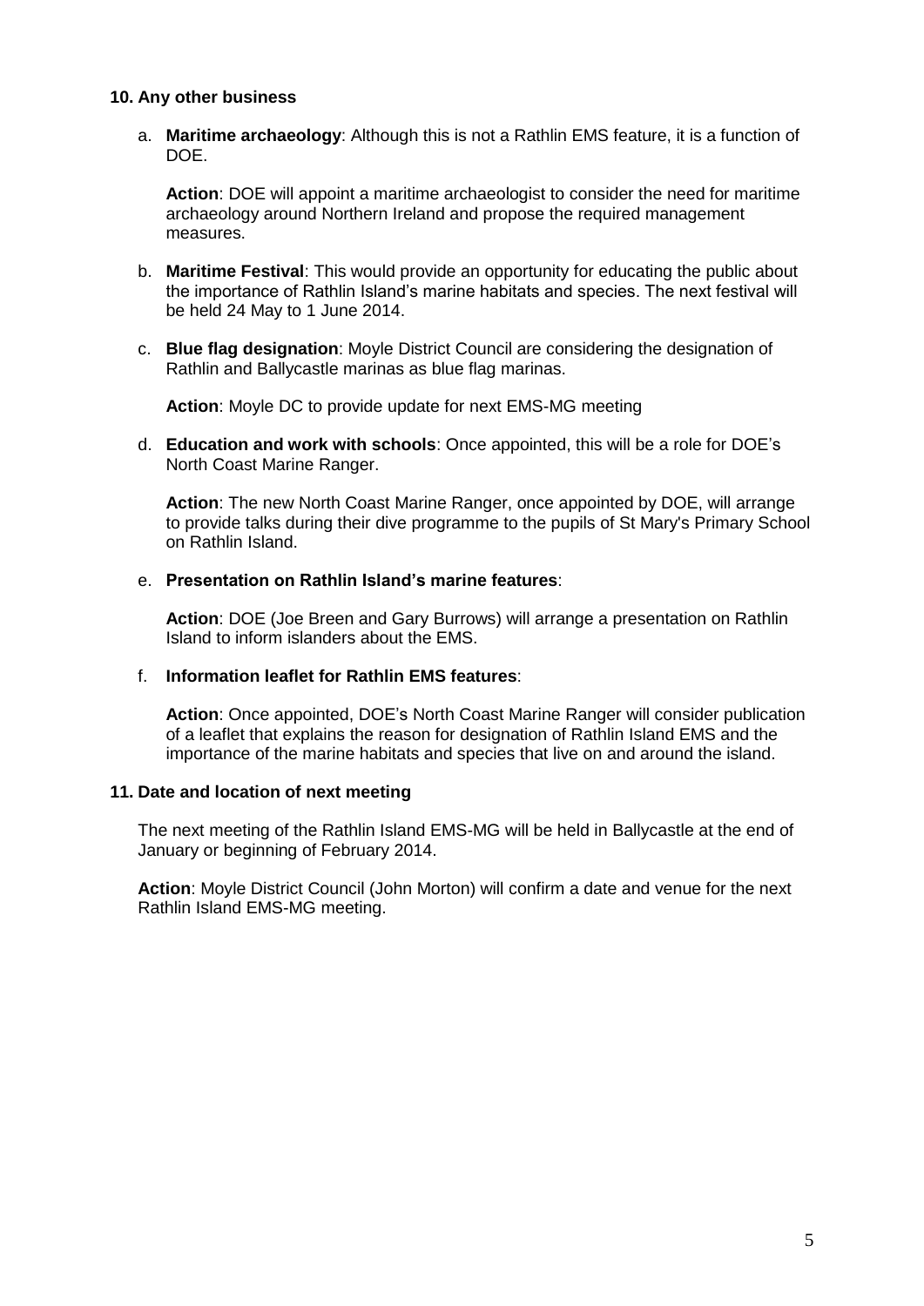### 10. Any other business

a. **Maritime archaeology**: Although this is not a Rathlin EMS feature, it is a function of DOE.

   **Action**: DOE will appoint a maritime archaeologist to consider the need for maritime archaeology around Northern Ireland and propose the required management measures.

b. **Maritime Festival**: This would provide an opportunity for educating the public about the importance of Rathlin Island's marine habitats and species. The next festival will be held 24 May to 1 June 2014.

c. **Blue flag designation**: Moyle District Council are considering the designation of Rathlin and Ballycastle marinas as blue flag marinas.

   **Action**: Moyle DC to provide update for next EMS-MG meeting

d. **Education and work with schools**: Once appointed, this will be a role for DOE's North Coast Marine Ranger.

   **Action**: The new North Coast Marine Ranger, once appointed by DOE, will arrange to provide talks during their dive programme to the pupils of St Mary's Primary School on Rathlin Island.

e. **Presentation on Rathlin Island's marine features**:

   **Action**: DOE (Joe Breen and Gary Burrows) will arrange a presentation on Rathlin Island to inform islanders about the EMS.

f. **Information leaflet for Rathlin EMS features**:

   **Action**: Once appointed, DOE's North Coast Marine Ranger will consider publication of a leaflet that explains the reason for designation of Rathlin Island EMS and the importance of the marine habitats and species that live on and around the island.

### 11. Date and location of next meeting

The next meeting of the Rathlin Island EMS-MG will be held in Ballycastle at the end of January or beginning of February 2014.

**Action**: Moyle District Council (John Morton) will confirm a date and venue for the next Rathlin Island EMS-MG meeting.